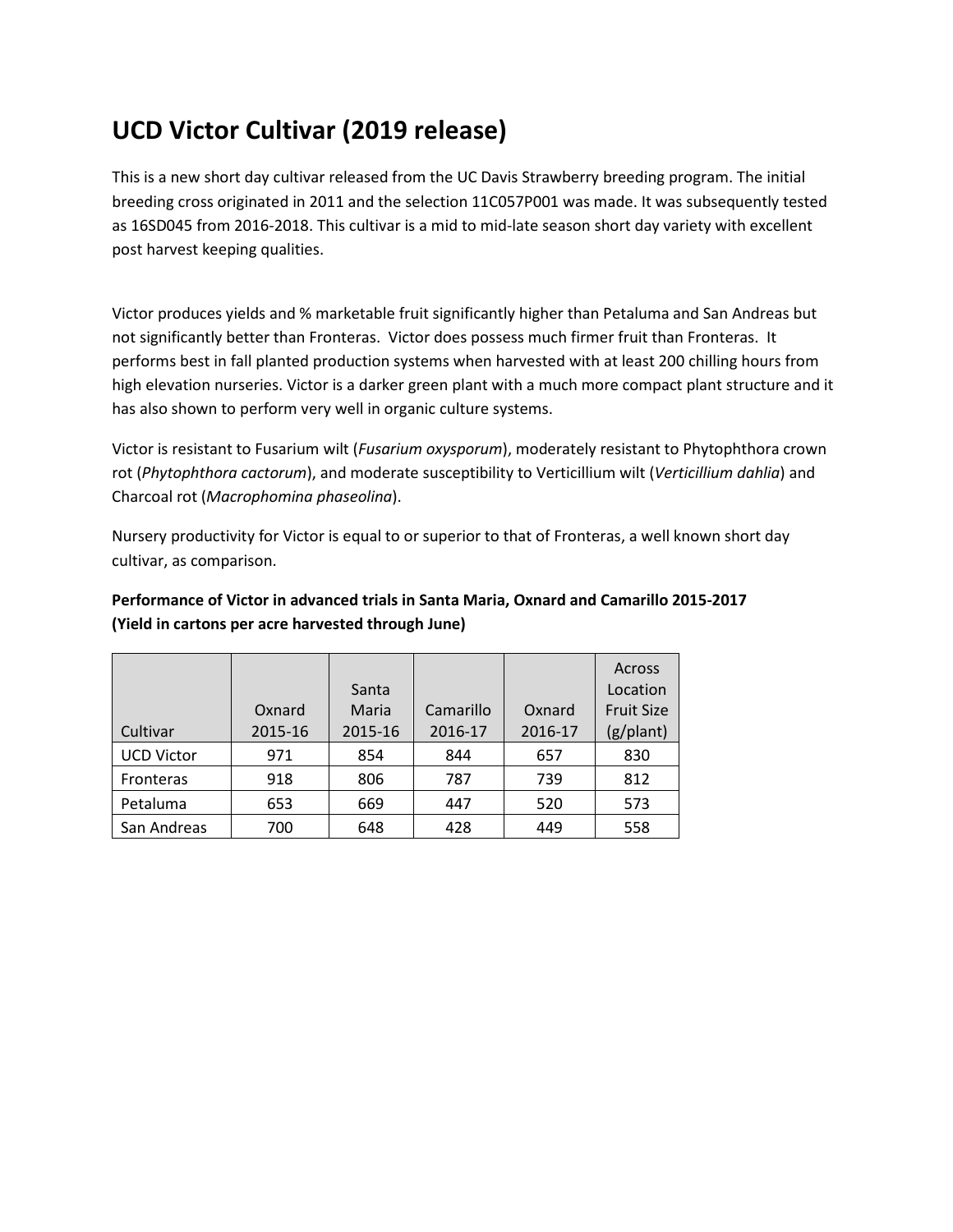# UCD Victor Cultivar (2019 release)

This is a new short day cultivar released from the UC Davis Strawberry breeding program. The initial breeding cross originated in 2011 and the selection 11C057P001 was made. It was subsequently tested as 16SD045 from 2016-2018. This cultivar is a mid to mid-late season short day variety with excellent post harvest keeping qualities.

Victor produces yields and % marketable fruit significantly higher than Petaluma and San Andreas but not significantly better than Fronteras. Victor does possess much firmer fruit than Fronteras. It performs best in fall planted production systems when harvested with at least 200 chilling hours from high elevation nurseries. Victor is a darker green plant with a much more compact plant structure and it has also shown to perform very well in organic culture systems.

Victor is resistant to Fusarium wilt (*Fusarium oxysporum*), moderately resistant to Phytophthora crown rot (*Phytophthora cactorum*), and moderate susceptibility to Verticillium wilt (*Verticillium dahlia*) and Charcoal rot (*Macrophomina phaseolina*).

Nursery productivity for Victor is equal to or superior to that of Fronteras, a well known short day cultivar, as comparison.

**Performance of Victor in advanced trials in Santa Maria, Oxnard and Camarillo 2015-2017 (Yield in cartons per acre harvested through June)**

| Cultivar | Oxnard 2015-16 | Santa Maria 2015-16 | Camarillo 2016-17 | Oxnard 2016-17 | Across Location Fruit Size (g/plant) |
|---|---|---|---|---|---|
| UCD Victor | 971 | 854 | 844 | 657 | 830 |
| Fronteras | 918 | 806 | 787 | 739 | 812 |
| Petaluma | 653 | 669 | 447 | 520 | 573 |
| San Andreas | 700 | 648 | 428 | 449 | 558 |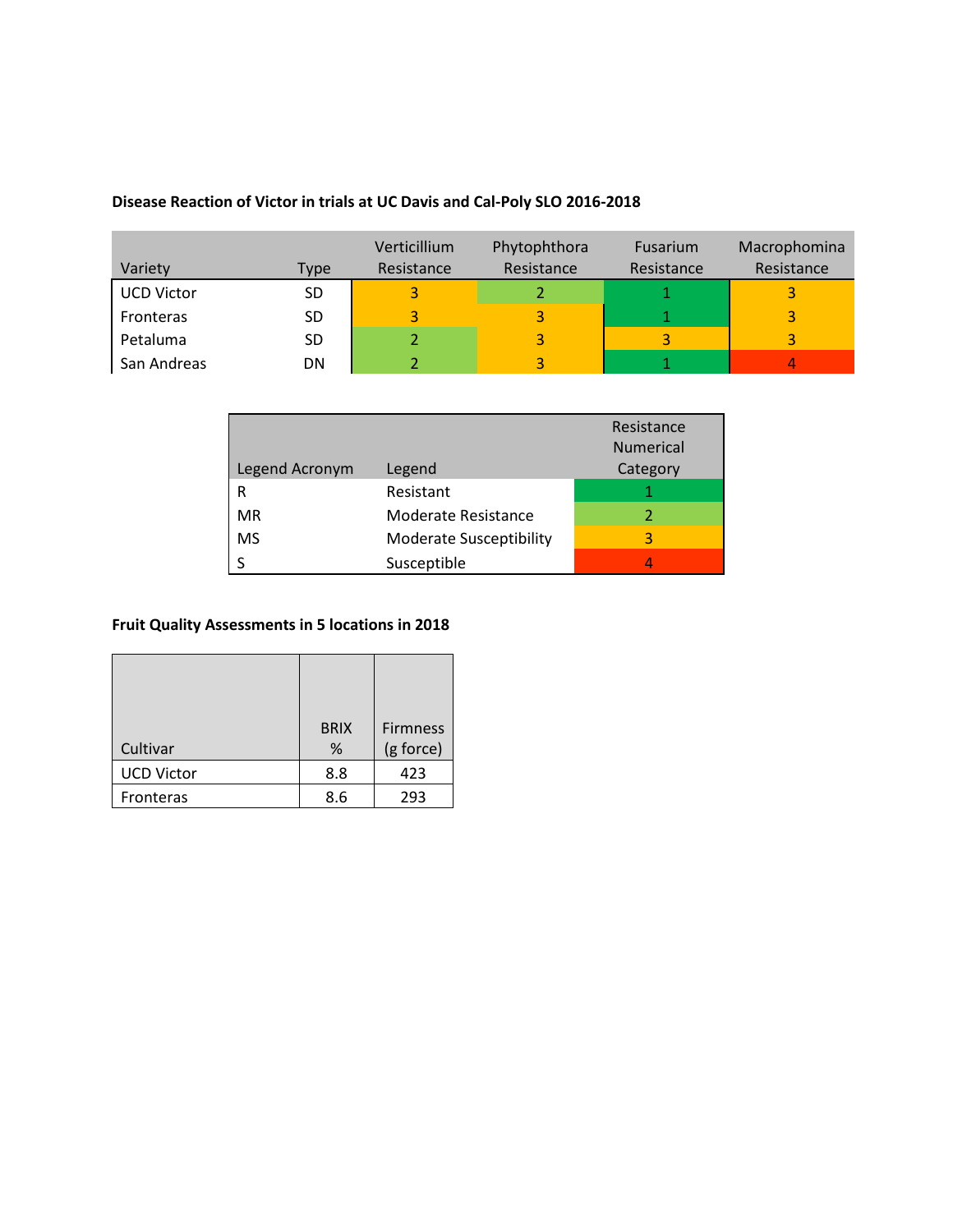**Disease Reaction of Victor in trials at UC Davis and Cal-Poly SLO 2016-2018**

| Variety | Type | Verticillium Resistance | Phytophthora Resistance | Fusarium Resistance | Macrophomina Resistance |
|---|---|---|---|---|---|
| UCD Victor | SD | 3 | 2 | 1 | 3 |
| Fronteras | SD | 3 | 3 | 1 | 3 |
| Petaluma | SD | 2 | 3 | 3 | 3 |
| San Andreas | DN | 2 | 3 | 1 | 4 |

| Legend Acronym | Legend | Resistance Numerical Category |
|---|---|---|
| R | Resistant | 1 |
| MR | Moderate Resistance | 2 |
| MS | Moderate Susceptibility | 3 |
| S | Susceptible | 4 |

**Fruit Quality Assessments in 5 locations in 2018**

| Cultivar | BRIX % | Firmness (g force) |
|---|---|---|
| UCD Victor | 8.8 | 423 |
| Fronteras | 8.6 | 293 |